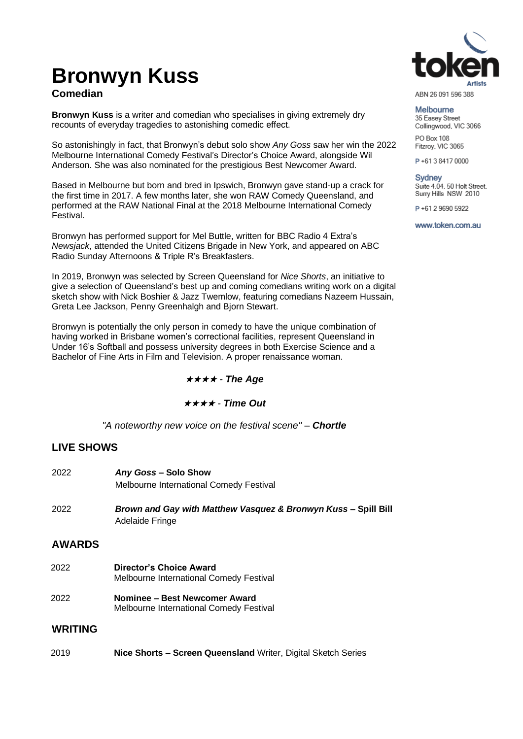# Bronwyn Kuss

**Comedian**

ABN 26 091 596 388

**Melbourne**
35 Easey Street
Collingwood, VIC 3066

PO Box 108
Fitzroy, VIC 3065

P +61 3 8417 0000

**Sydney**
Suite 4.04, 50 Holt Street,
Surry Hills NSW 2010

P +61 2 9690 5922

www.token.com.au

**Bronwyn Kuss** is a writer and comedian who specialises in giving extremely dry recounts of everyday tragedies to astonishing comedic effect.

So astonishingly in fact, that Bronwyn's debut solo show *Any Goss* saw her win the 2022 Melbourne International Comedy Festival's Director's Choice Award, alongside Wil Anderson. She was also nominated for the prestigious Best Newcomer Award.

Based in Melbourne but born and bred in Ipswich, Bronwyn gave stand-up a crack for the first time in 2017. A few months later, she won RAW Comedy Queensland, and performed at the RAW National Final at the 2018 Melbourne International Comedy Festival.

Bronwyn has performed support for Mel Buttle, written for BBC Radio 4 Extra's *Newsjack*, attended the United Citizens Brigade in New York, and appeared on ABC Radio Sunday Afternoons & Triple R's Breakfasters.

In 2019, Bronwyn was selected by Screen Queensland for *Nice Shorts*, an initiative to give a selection of Queensland's best up and coming comedians writing work on a digital sketch show with Nick Boshier & Jazz Twemlow, featuring comedians Nazeem Hussain, Greta Lee Jackson, Penny Greenhalgh and Bjorn Stewart.

Bronwyn is potentially the only person in comedy to have the unique combination of having worked in Brisbane women's correctional facilities, represent Queensland in Under 16's Softball and possess university degrees in both Exercise Science and a Bachelor of Fine Arts in Film and Television. A proper renaissance woman.

★★★★ - ***The Age***

★★★★ - ***Time Out***

*"A noteworthy new voice on the festival scene"* – ***Chortle***

## LIVE SHOWS

| | |
|---|---|
| 2022 | ***Any Goss* – Solo Show**<br>Melbourne International Comedy Festival |
| 2022 | ***Brown and Gay with Matthew Vasquez & Bronwyn Kuss* – Spill Bill**<br>Adelaide Fringe |

## AWARDS

| | |
|---|---|
| 2022 | **Director's Choice Award**<br>Melbourne International Comedy Festival |
| 2022 | **Nominee – Best Newcomer Award**<br>Melbourne International Comedy Festival |

## WRITING

| | |
|---|---|
| 2019 | **Nice Shorts – Screen Queensland** Writer, Digital Sketch Series |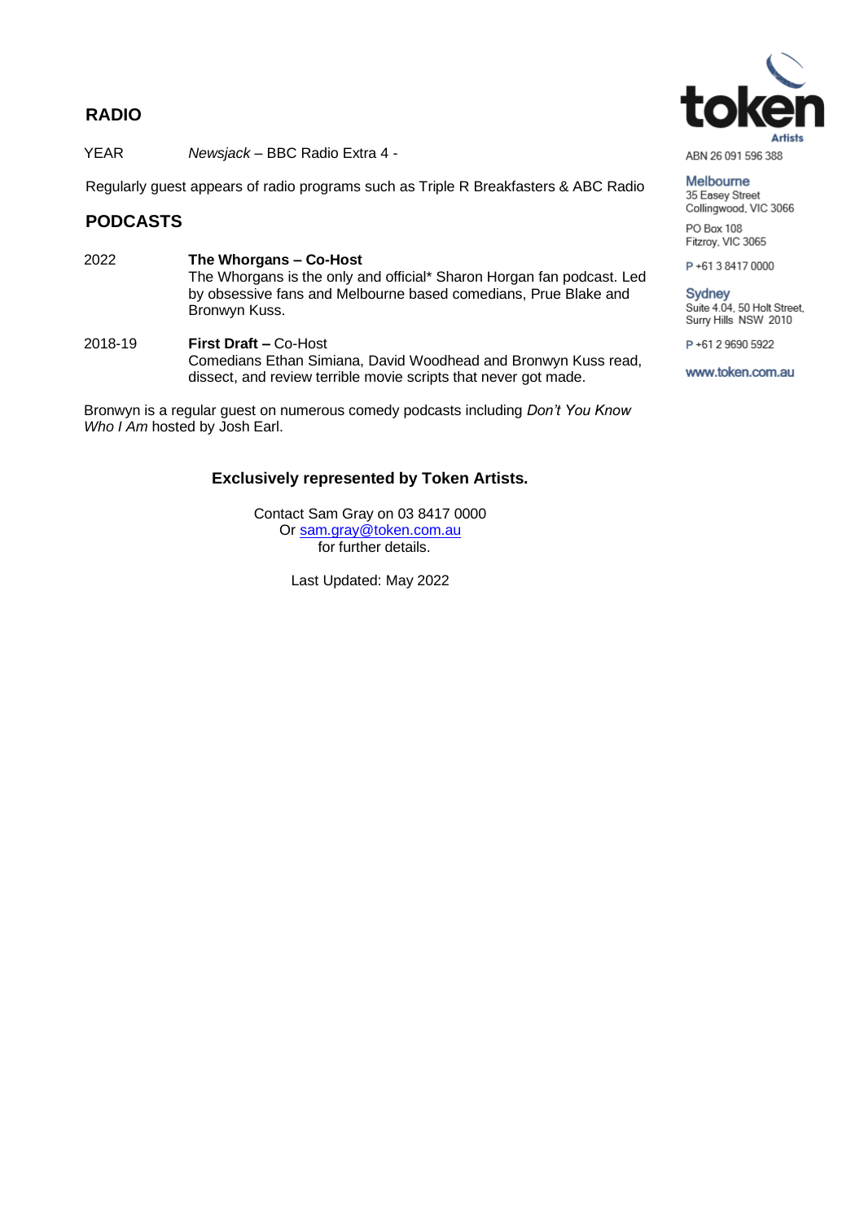## RADIO

YEAR *Newsjack* – BBC Radio Extra 4 -

Regularly guest appears of radio programs such as Triple R Breakfasters & ABC Radio

## PODCASTS

2022 **The Whorgans – Co-Host**
The Whorgans is the only and official* Sharon Horgan fan podcast. Led by obsessive fans and Melbourne based comedians, Prue Blake and Bronwyn Kuss.

2018-19 **First Draft –** Co-Host
Comedians Ethan Simiana, David Woodhead and Bronwyn Kuss read, dissect, and review terrible movie scripts that never got made.

Bronwyn is a regular guest on numerous comedy podcasts including *Don't You Know Who I Am* hosted by Josh Earl.

**Exclusively represented by Token Artists.**

Contact Sam Gray on 03 8417 0000
Or sam.gray@token.com.au
for further details.

Last Updated: May 2022

token
Artists

ABN 26 091 596 388

**Melbourne**
35 Easey Street
Collingwood, VIC 3066

PO Box 108
Fitzroy, VIC 3065

P +61 3 8417 0000

**Sydney**
Suite 4.04, 50 Holt Street,
Surry Hills NSW 2010

P +61 2 9690 5922

www.token.com.au